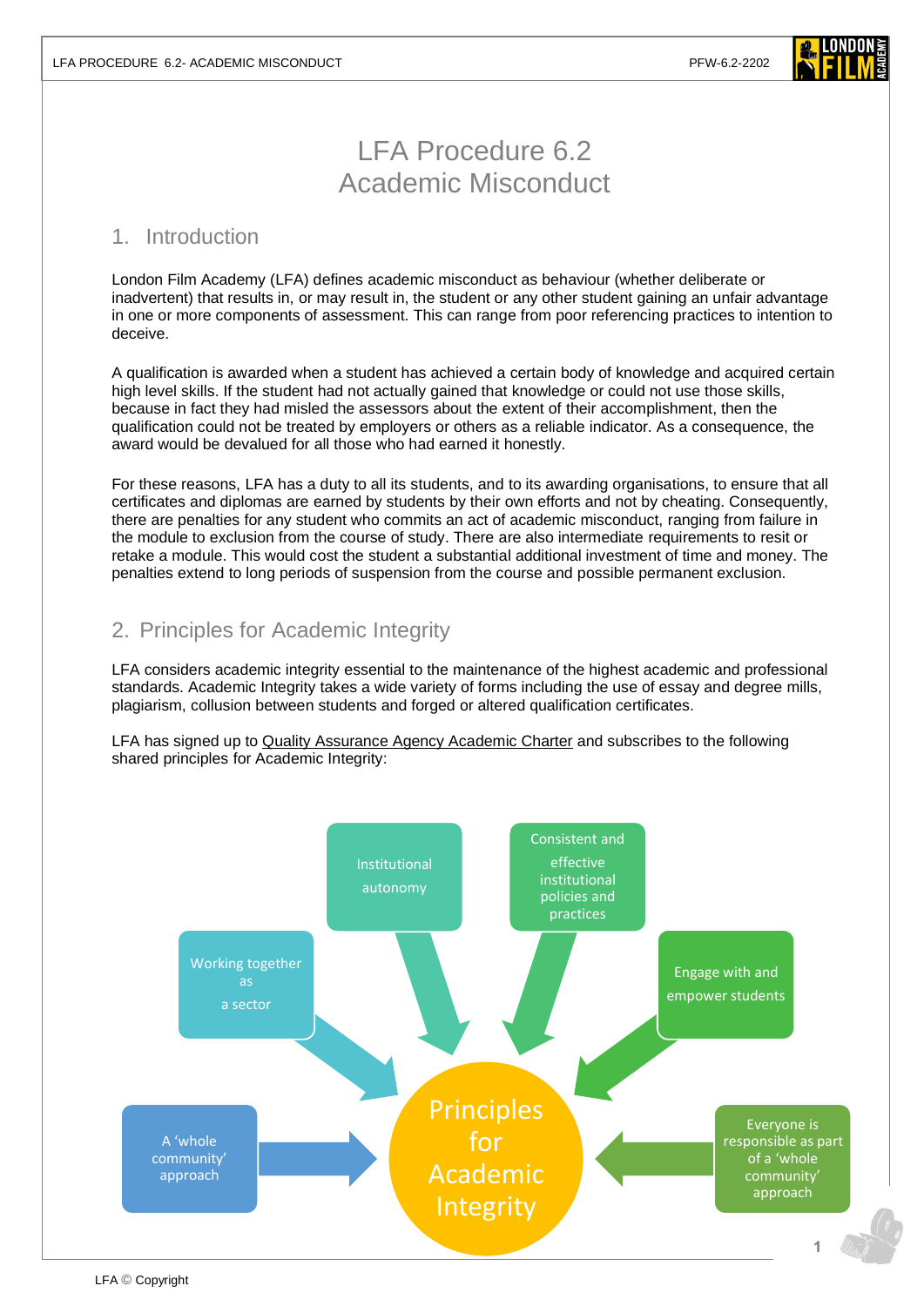# LFA Procedure 6.2
# Academic Misconduct

## 1. Introduction

London Film Academy (LFA) defines academic misconduct as behaviour (whether deliberate or inadvertent) that results in, or may result in, the student or any other student gaining an unfair advantage in one or more components of assessment. This can range from poor referencing practices to intention to deceive.

A qualification is awarded when a student has achieved a certain body of knowledge and acquired certain high level skills. If the student had not actually gained that knowledge or could not use those skills, because in fact they had misled the assessors about the extent of their accomplishment, then the qualification could not be treated by employers or others as a reliable indicator. As a consequence, the award would be devalued for all those who had earned it honestly.

For these reasons, LFA has a duty to all its students, and to its awarding organisations, to ensure that all certificates and diplomas are earned by students by their own efforts and not by cheating. Consequently, there are penalties for any student who commits an act of academic misconduct, ranging from failure in the module to exclusion from the course of study. There are also intermediate requirements to resit or retake a module. This would cost the student a substantial additional investment of time and money. The penalties extend to long periods of suspension from the course and possible permanent exclusion.

## 2. Principles for Academic Integrity

LFA considers academic integrity essential to the maintenance of the highest academic and professional standards. Academic Integrity takes a wide variety of forms including the use of essay and degree mills, plagiarism, collusion between students and forged or altered qualification certificates.

LFA has signed up to Quality Assurance Agency Academic Charter and subscribes to the following shared principles for Academic Integrity:

**Principles for Academic Integrity**

- A 'whole community' approach
- Working together as a sector
- Institutional autonomy
- Consistent and effective institutional policies and practices
- Engage with and empower students
- Everyone is responsible as part of a 'whole community' approach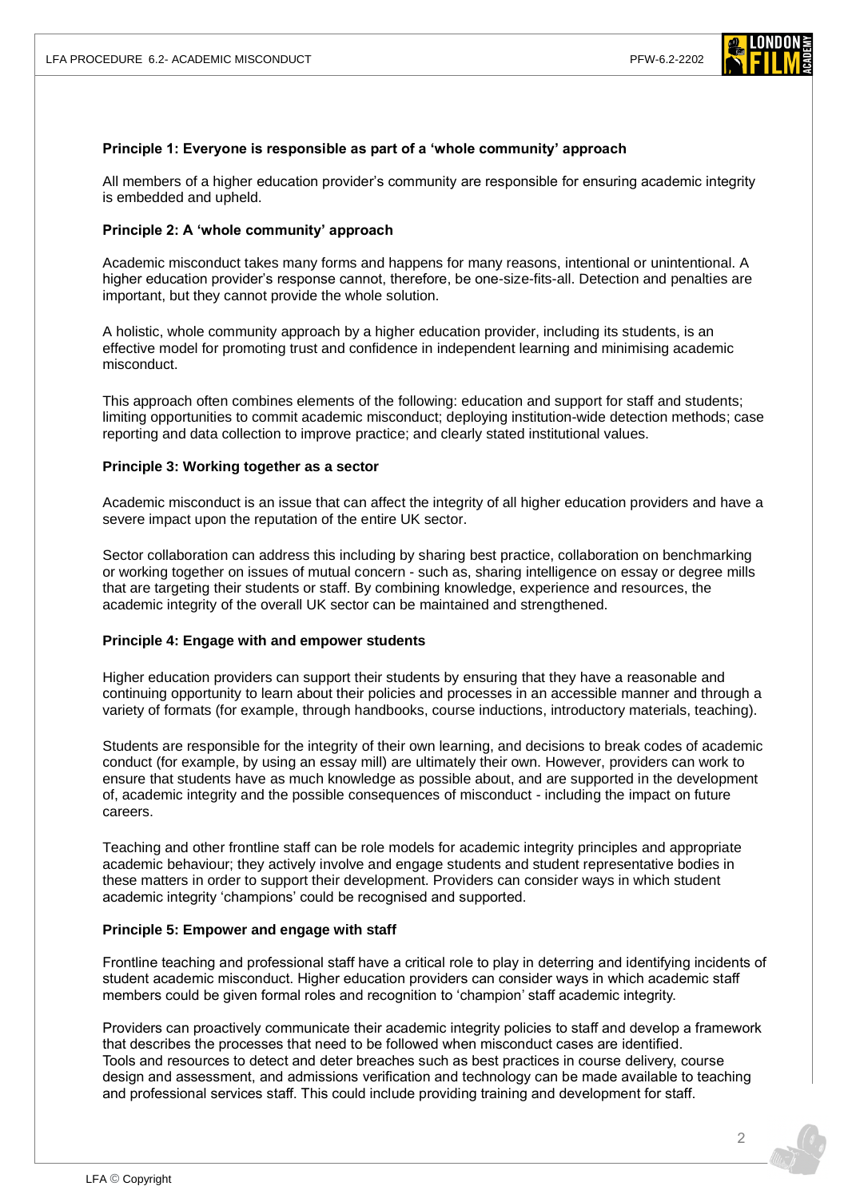**Principle 1: Everyone is responsible as part of a 'whole community' approach**

All members of a higher education provider's community are responsible for ensuring academic integrity is embedded and upheld.

**Principle 2: A 'whole community' approach**

Academic misconduct takes many forms and happens for many reasons, intentional or unintentional. A higher education provider's response cannot, therefore, be one-size-fits-all. Detection and penalties are important, but they cannot provide the whole solution.

A holistic, whole community approach by a higher education provider, including its students, is an effective model for promoting trust and confidence in independent learning and minimising academic misconduct.

This approach often combines elements of the following: education and support for staff and students; limiting opportunities to commit academic misconduct; deploying institution-wide detection methods; case reporting and data collection to improve practice; and clearly stated institutional values.

**Principle 3: Working together as a sector**

Academic misconduct is an issue that can affect the integrity of all higher education providers and have a severe impact upon the reputation of the entire UK sector.

Sector collaboration can address this including by sharing best practice, collaboration on benchmarking or working together on issues of mutual concern - such as, sharing intelligence on essay or degree mills that are targeting their students or staff. By combining knowledge, experience and resources, the academic integrity of the overall UK sector can be maintained and strengthened.

**Principle 4: Engage with and empower students**

Higher education providers can support their students by ensuring that they have a reasonable and continuing opportunity to learn about their policies and processes in an accessible manner and through a variety of formats (for example, through handbooks, course inductions, introductory materials, teaching).

Students are responsible for the integrity of their own learning, and decisions to break codes of academic conduct (for example, by using an essay mill) are ultimately their own. However, providers can work to ensure that students have as much knowledge as possible about, and are supported in the development of, academic integrity and the possible consequences of misconduct - including the impact on future careers.

Teaching and other frontline staff can be role models for academic integrity principles and appropriate academic behaviour; they actively involve and engage students and student representative bodies in these matters in order to support their development. Providers can consider ways in which student academic integrity 'champions' could be recognised and supported.

**Principle 5: Empower and engage with staff**

Frontline teaching and professional staff have a critical role to play in deterring and identifying incidents of student academic misconduct. Higher education providers can consider ways in which academic staff members could be given formal roles and recognition to 'champion' staff academic integrity.

Providers can proactively communicate their academic integrity policies to staff and develop a framework that describes the processes that need to be followed when misconduct cases are identified. Tools and resources to detect and deter breaches such as best practices in course delivery, course design and assessment, and admissions verification and technology can be made available to teaching and professional services staff. This could include providing training and development for staff.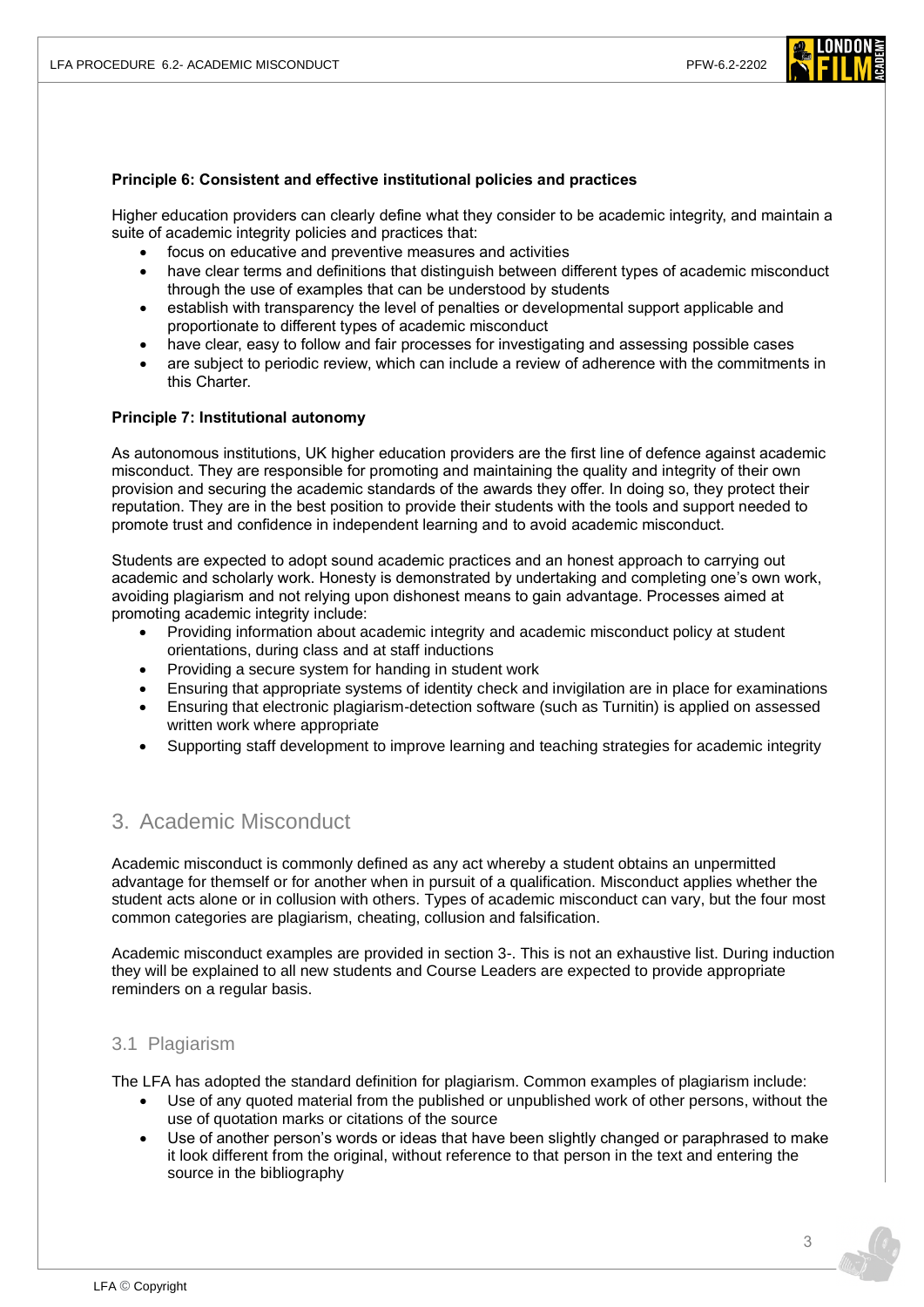**Principle 6: Consistent and effective institutional policies and practices**

Higher education providers can clearly define what they consider to be academic integrity, and maintain a suite of academic integrity policies and practices that:

- focus on educative and preventive measures and activities
- have clear terms and definitions that distinguish between different types of academic misconduct through the use of examples that can be understood by students
- establish with transparency the level of penalties or developmental support applicable and proportionate to different types of academic misconduct
- have clear, easy to follow and fair processes for investigating and assessing possible cases
- are subject to periodic review, which can include a review of adherence with the commitments in this Charter.

**Principle 7: Institutional autonomy**

As autonomous institutions, UK higher education providers are the first line of defence against academic misconduct. They are responsible for promoting and maintaining the quality and integrity of their own provision and securing the academic standards of the awards they offer. In doing so, they protect their reputation. They are in the best position to provide their students with the tools and support needed to promote trust and confidence in independent learning and to avoid academic misconduct.

Students are expected to adopt sound academic practices and an honest approach to carrying out academic and scholarly work. Honesty is demonstrated by undertaking and completing one's own work, avoiding plagiarism and not relying upon dishonest means to gain advantage. Processes aimed at promoting academic integrity include:

- Providing information about academic integrity and academic misconduct policy at student orientations, during class and at staff inductions
- Providing a secure system for handing in student work
- Ensuring that appropriate systems of identity check and invigilation are in place for examinations
- Ensuring that electronic plagiarism-detection software (such as Turnitin) is applied on assessed written work where appropriate
- Supporting staff development to improve learning and teaching strategies for academic integrity

## 3. Academic Misconduct

Academic misconduct is commonly defined as any act whereby a student obtains an unpermitted advantage for themself or for another when in pursuit of a qualification. Misconduct applies whether the student acts alone or in collusion with others. Types of academic misconduct can vary, but the four most common categories are plagiarism, cheating, collusion and falsification.

Academic misconduct examples are provided in section 3-. This is not an exhaustive list. During induction they will be explained to all new students and Course Leaders are expected to provide appropriate reminders on a regular basis.

### 3.1 Plagiarism

The LFA has adopted the standard definition for plagiarism. Common examples of plagiarism include:

- Use of any quoted material from the published or unpublished work of other persons, without the use of quotation marks or citations of the source
- Use of another person's words or ideas that have been slightly changed or paraphrased to make it look different from the original, without reference to that person in the text and entering the source in the bibliography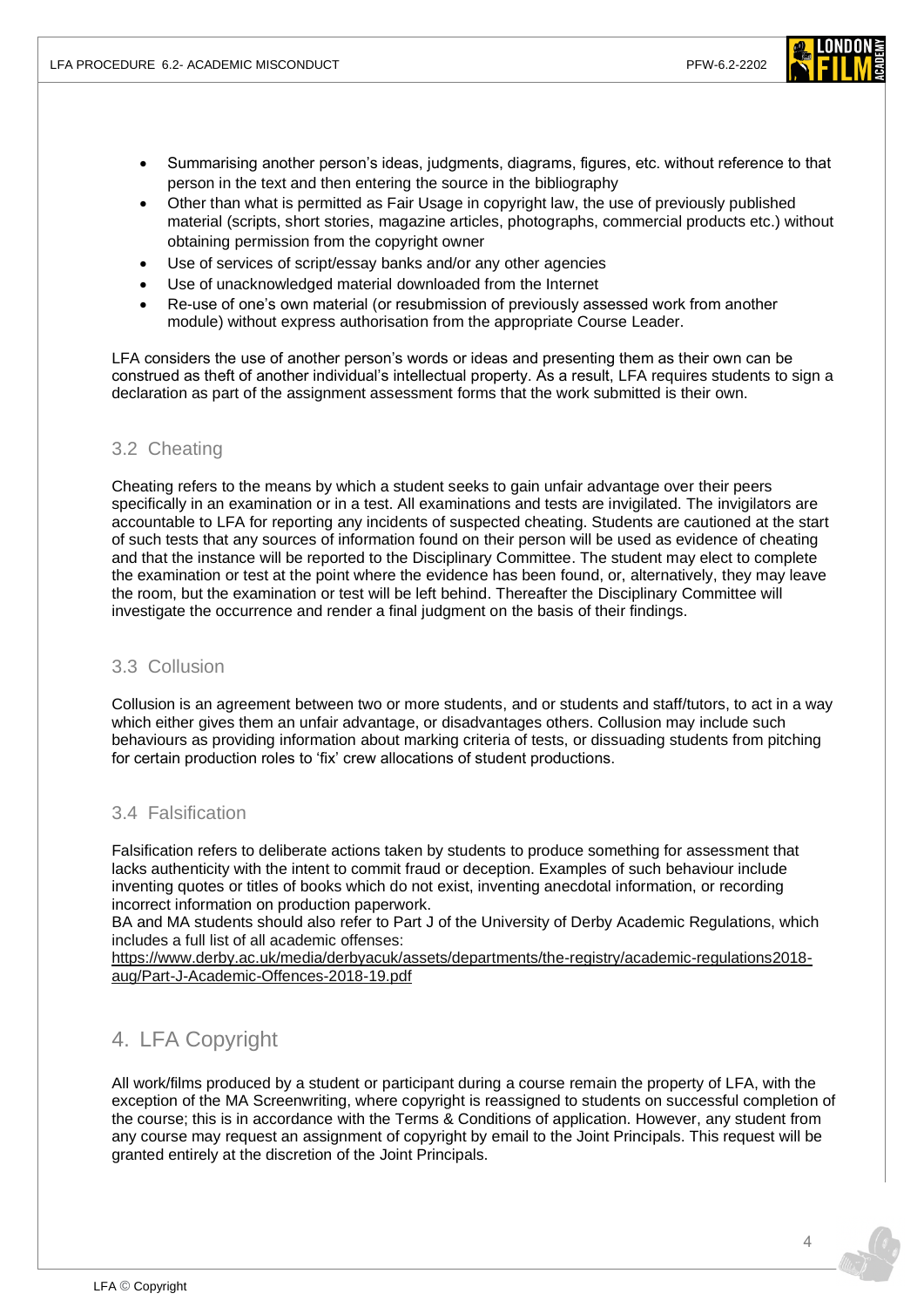- Summarising another person's ideas, judgments, diagrams, figures, etc. without reference to that person in the text and then entering the source in the bibliography
- Other than what is permitted as Fair Usage in copyright law, the use of previously published material (scripts, short stories, magazine articles, photographs, commercial products etc.) without obtaining permission from the copyright owner
- Use of services of script/essay banks and/or any other agencies
- Use of unacknowledged material downloaded from the Internet
- Re-use of one's own material (or resubmission of previously assessed work from another module) without express authorisation from the appropriate Course Leader.

LFA considers the use of another person's words or ideas and presenting them as their own can be construed as theft of another individual's intellectual property. As a result, LFA requires students to sign a declaration as part of the assignment assessment forms that the work submitted is their own.

### 3.2 Cheating

Cheating refers to the means by which a student seeks to gain unfair advantage over their peers specifically in an examination or in a test. All examinations and tests are invigilated. The invigilators are accountable to LFA for reporting any incidents of suspected cheating. Students are cautioned at the start of such tests that any sources of information found on their person will be used as evidence of cheating and that the instance will be reported to the Disciplinary Committee. The student may elect to complete the examination or test at the point where the evidence has been found, or, alternatively, they may leave the room, but the examination or test will be left behind. Thereafter the Disciplinary Committee will investigate the occurrence and render a final judgment on the basis of their findings.

### 3.3 Collusion

Collusion is an agreement between two or more students, and or students and staff/tutors, to act in a way which either gives them an unfair advantage, or disadvantages others. Collusion may include such behaviours as providing information about marking criteria of tests, or dissuading students from pitching for certain production roles to 'fix' crew allocations of student productions.

### 3.4 Falsification

Falsification refers to deliberate actions taken by students to produce something for assessment that lacks authenticity with the intent to commit fraud or deception. Examples of such behaviour include inventing quotes or titles of books which do not exist, inventing anecdotal information, or recording incorrect information on production paperwork.

BA and MA students should also refer to Part J of the University of Derby Academic Regulations, which includes a full list of all academic offenses:
https://www.derby.ac.uk/media/derbyacuk/assets/departments/the-registry/academic-regulations2018-aug/Part-J-Academic-Offences-2018-19.pdf

## 4. LFA Copyright

All work/films produced by a student or participant during a course remain the property of LFA, with the exception of the MA Screenwriting, where copyright is reassigned to students on successful completion of the course; this is in accordance with the Terms & Conditions of application. However, any student from any course may request an assignment of copyright by email to the Joint Principals. This request will be granted entirely at the discretion of the Joint Principals.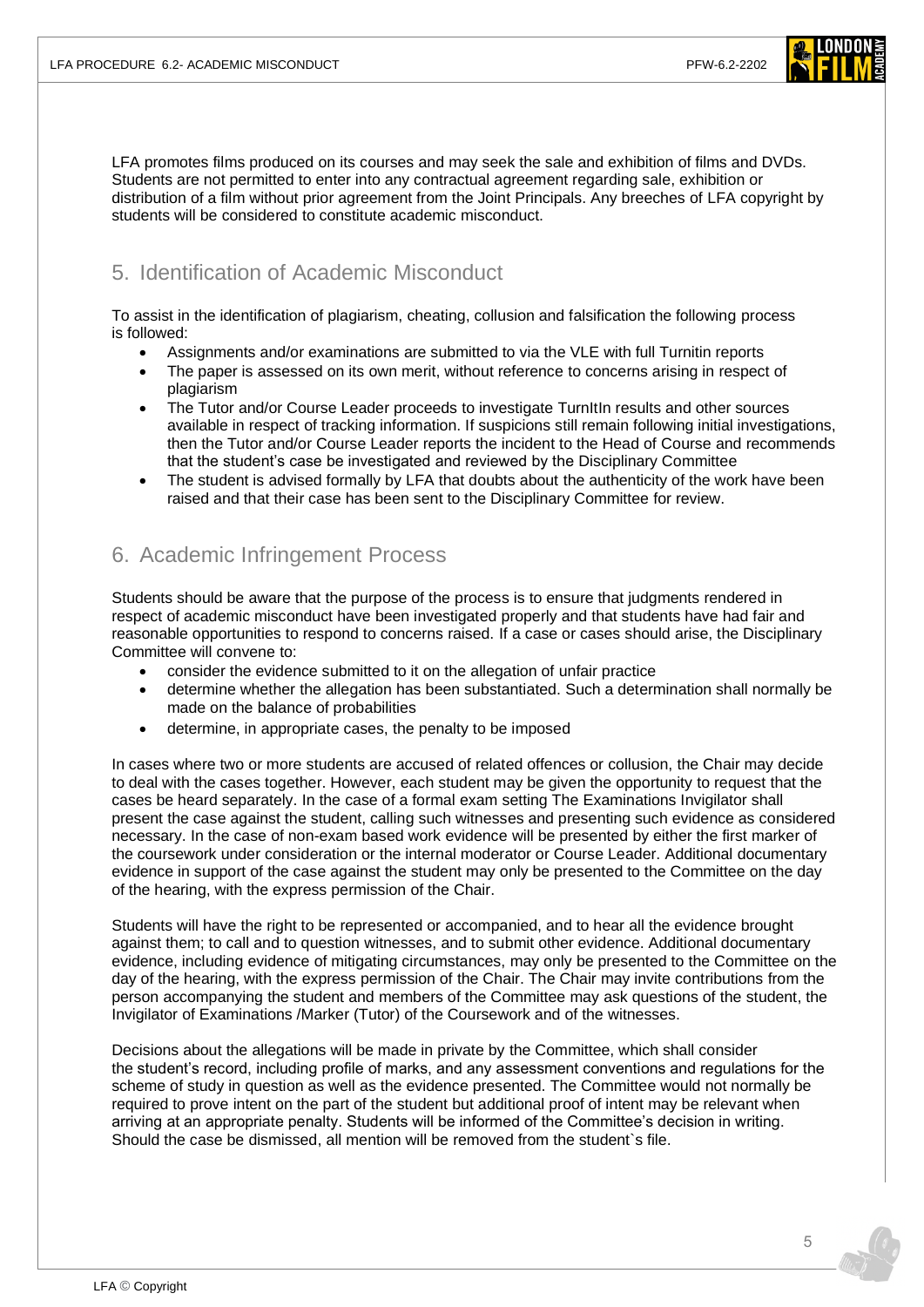LFA promotes films produced on its courses and may seek the sale and exhibition of films and DVDs. Students are not permitted to enter into any contractual agreement regarding sale, exhibition or distribution of a film without prior agreement from the Joint Principals. Any breeches of LFA copyright by students will be considered to constitute academic misconduct.

## 5. Identification of Academic Misconduct

To assist in the identification of plagiarism, cheating, collusion and falsification the following process is followed:

- Assignments and/or examinations are submitted to via the VLE with full Turnitin reports
- The paper is assessed on its own merit, without reference to concerns arising in respect of plagiarism
- The Tutor and/or Course Leader proceeds to investigate TurnItIn results and other sources available in respect of tracking information. If suspicions still remain following initial investigations, then the Tutor and/or Course Leader reports the incident to the Head of Course and recommends that the student's case be investigated and reviewed by the Disciplinary Committee
- The student is advised formally by LFA that doubts about the authenticity of the work have been raised and that their case has been sent to the Disciplinary Committee for review.

## 6. Academic Infringement Process

Students should be aware that the purpose of the process is to ensure that judgments rendered in respect of academic misconduct have been investigated properly and that students have had fair and reasonable opportunities to respond to concerns raised. If a case or cases should arise, the Disciplinary Committee will convene to:

- consider the evidence submitted to it on the allegation of unfair practice
- determine whether the allegation has been substantiated. Such a determination shall normally be made on the balance of probabilities
- determine, in appropriate cases, the penalty to be imposed

In cases where two or more students are accused of related offences or collusion, the Chair may decide to deal with the cases together. However, each student may be given the opportunity to request that the cases be heard separately. In the case of a formal exam setting The Examinations Invigilator shall present the case against the student, calling such witnesses and presenting such evidence as considered necessary. In the case of non-exam based work evidence will be presented by either the first marker of the coursework under consideration or the internal moderator or Course Leader. Additional documentary evidence in support of the case against the student may only be presented to the Committee on the day of the hearing, with the express permission of the Chair.

Students will have the right to be represented or accompanied, and to hear all the evidence brought against them; to call and to question witnesses, and to submit other evidence. Additional documentary evidence, including evidence of mitigating circumstances, may only be presented to the Committee on the day of the hearing, with the express permission of the Chair. The Chair may invite contributions from the person accompanying the student and members of the Committee may ask questions of the student, the Invigilator of Examinations /Marker (Tutor) of the Coursework and of the witnesses.

Decisions about the allegations will be made in private by the Committee, which shall consider the student's record, including profile of marks, and any assessment conventions and regulations for the scheme of study in question as well as the evidence presented. The Committee would not normally be required to prove intent on the part of the student but additional proof of intent may be relevant when arriving at an appropriate penalty. Students will be informed of the Committee's decision in writing. Should the case be dismissed, all mention will be removed from the student`s file.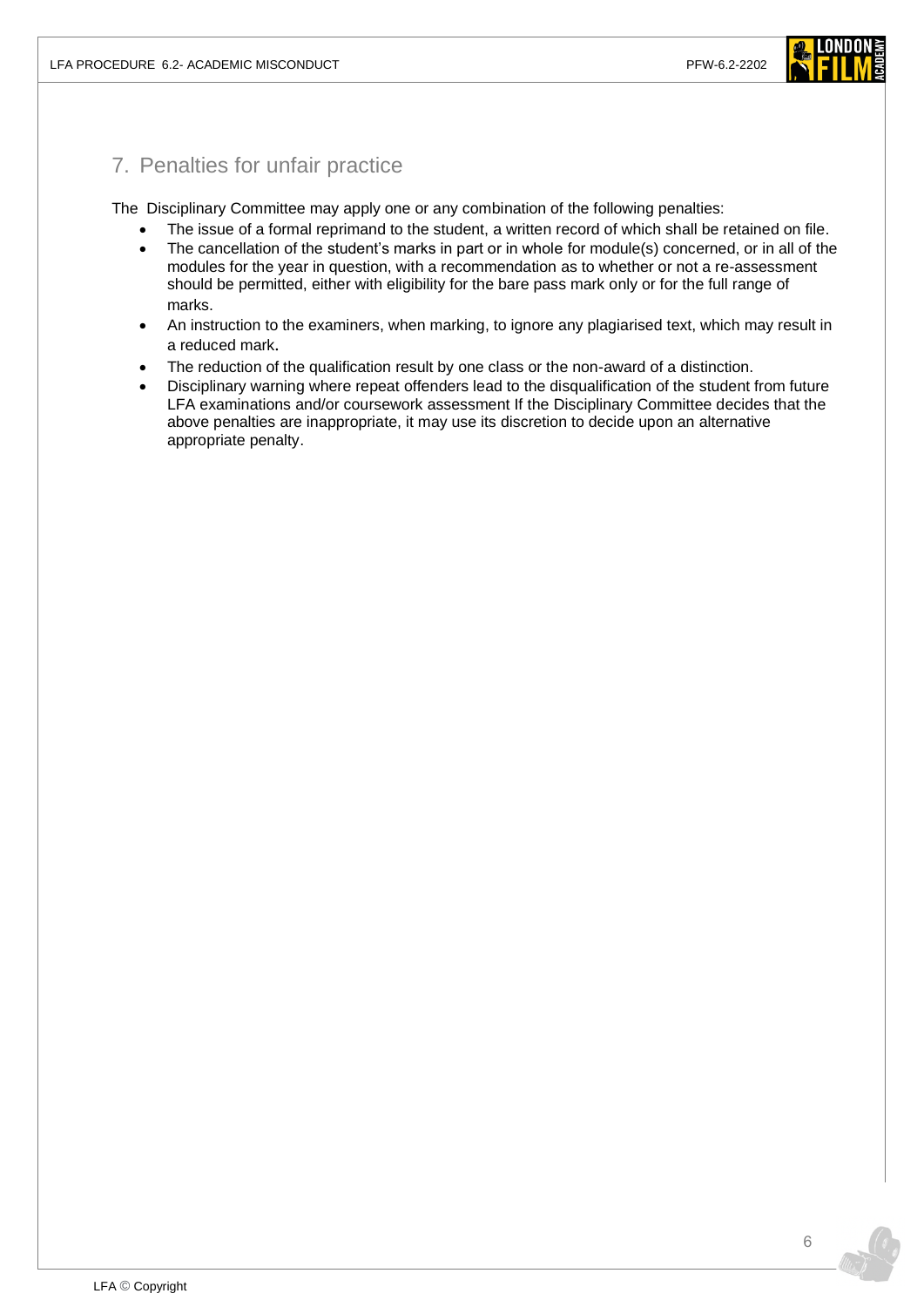## 7. Penalties for unfair practice

The Disciplinary Committee may apply one or any combination of the following penalties:

- The issue of a formal reprimand to the student, a written record of which shall be retained on file.
- The cancellation of the student's marks in part or in whole for module(s) concerned, or in all of the modules for the year in question, with a recommendation as to whether or not a re-assessment should be permitted, either with eligibility for the bare pass mark only or for the full range of marks.
- An instruction to the examiners, when marking, to ignore any plagiarised text, which may result in a reduced mark.
- The reduction of the qualification result by one class or the non-award of a distinction.
- Disciplinary warning where repeat offenders lead to the disqualification of the student from future LFA examinations and/or coursework assessment If the Disciplinary Committee decides that the above penalties are inappropriate, it may use its discretion to decide upon an alternative appropriate penalty.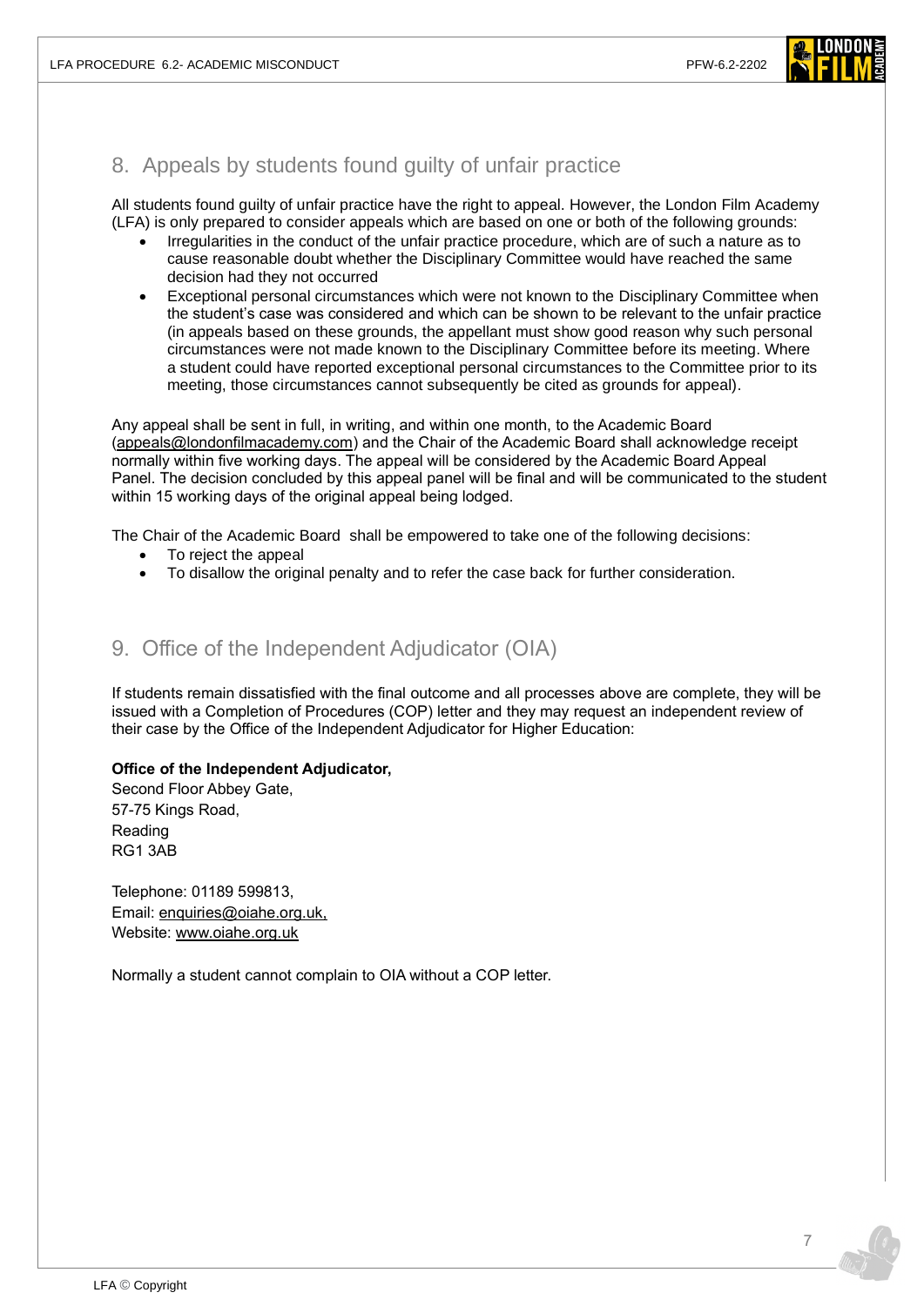## 8. Appeals by students found guilty of unfair practice

All students found guilty of unfair practice have the right to appeal. However, the London Film Academy (LFA) is only prepared to consider appeals which are based on one or both of the following grounds:

- Irregularities in the conduct of the unfair practice procedure, which are of such a nature as to cause reasonable doubt whether the Disciplinary Committee would have reached the same decision had they not occurred
- Exceptional personal circumstances which were not known to the Disciplinary Committee when the student's case was considered and which can be shown to be relevant to the unfair practice (in appeals based on these grounds, the appellant must show good reason why such personal circumstances were not made known to the Disciplinary Committee before its meeting. Where a student could have reported exceptional personal circumstances to the Committee prior to its meeting, those circumstances cannot subsequently be cited as grounds for appeal).

Any appeal shall be sent in full, in writing, and within one month, to the Academic Board (appeals@londonfilmacademy.com) and the Chair of the Academic Board shall acknowledge receipt normally within five working days. The appeal will be considered by the Academic Board Appeal Panel. The decision concluded by this appeal panel will be final and will be communicated to the student within 15 working days of the original appeal being lodged.

The Chair of the Academic Board shall be empowered to take one of the following decisions:

- To reject the appeal
- To disallow the original penalty and to refer the case back for further consideration.

## 9. Office of the Independent Adjudicator (OIA)

If students remain dissatisfied with the final outcome and all processes above are complete, they will be issued with a Completion of Procedures (COP) letter and they may request an independent review of their case by the Office of the Independent Adjudicator for Higher Education:

**Office of the Independent Adjudicator,**
Second Floor Abbey Gate,
57-75 Kings Road,
Reading
RG1 3AB

Telephone: 01189 599813,
Email: enquiries@oiahe.org.uk,
Website: www.oiahe.org.uk

Normally a student cannot complain to OIA without a COP letter.